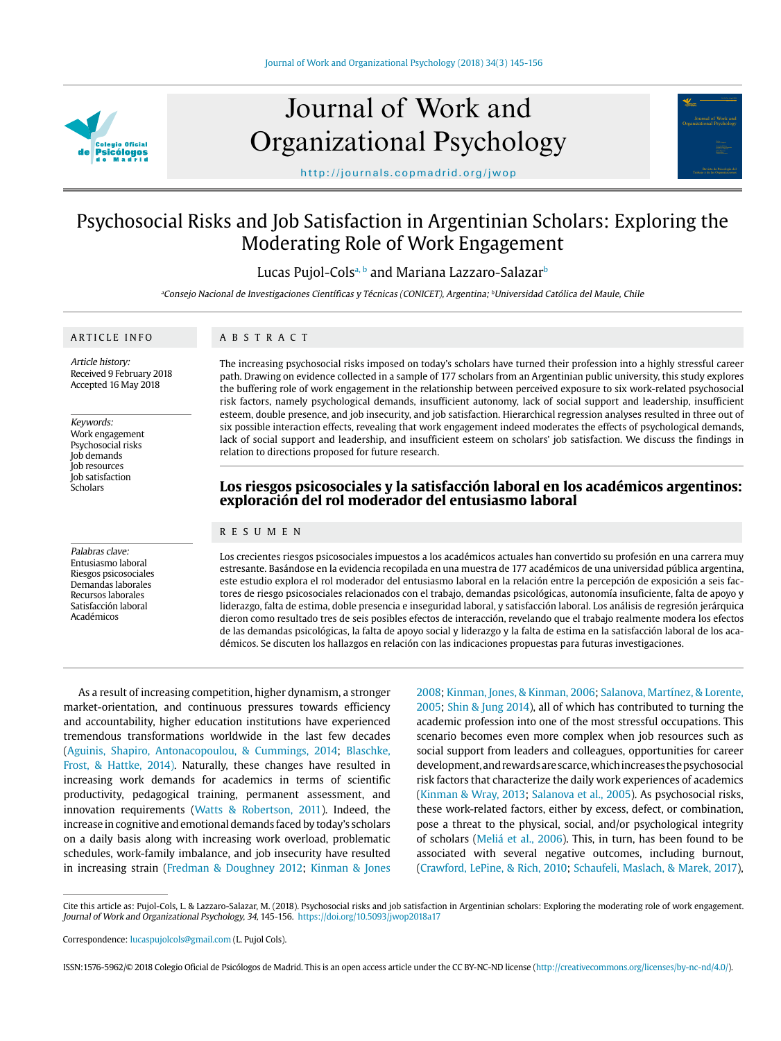# Psychosocial Risks and Job Satisfaction in Argentinian Scholars: Exploring the Moderating Role of Work Engagement

Lucas Pujol-Cols[a, b] and Mariana Lazzaro-Salazar[b]

[a]*Consejo Nacional de Investigaciones Científicas y Técnicas (CONICET), Argentina;* [b]*Universidad Católica del Maule, Chile*

## ARTICLE INFO

*Article history:*
Received 9 February 2018
Accepted 16 May 2018

*Keywords:*
Work engagement
Psychosocial risks
Job demands
Job resources
Job satisfaction
Scholars

*Palabras clave:*
Entusiasmo laboral
Riesgos psicosociales
Demandas laborales
Recursos laborales
Satisfacción laboral
Académicos

## ABSTRACT

The increasing psychosocial risks imposed on today's scholars have turned their profession into a highly stressful career path. Drawing on evidence collected in a sample of 177 scholars from an Argentinian public university, this study explores the buffering role of work engagement in the relationship between perceived exposure to six work-related psychosocial risk factors, namely psychological demands, insufficient autonomy, lack of social support and leadership, insufficient esteem, double presence, and job insecurity, and job satisfaction. Hierarchical regression analyses resulted in three out of six possible interaction effects, revealing that work engagement indeed moderates the effects of psychological demands, lack of social support and leadership, and insufficient esteem on scholars' job satisfaction. We discuss the findings in relation to directions proposed for future research.

## Los riesgos psicosociales y la satisfacción laboral en los académicos argentinos: exploración del rol moderador del entusiasmo laboral

## RESUMEN

Los crecientes riesgos psicosociales impuestos a los académicos actuales han convertido su profesión en una carrera muy estresante. Basándose en la evidencia recopilada en una muestra de 177 académicos de una universidad pública argentina, este estudio explora el rol moderador del entusiasmo laboral en la relación entre la percepción de exposición a seis factores de riesgo psicosociales relacionados con el trabajo, demandas psicológicas, autonomía insuficiente, falta de apoyo y liderazgo, falta de estima, doble presencia e inseguridad laboral, y satisfacción laboral. Los análisis de regresión jerárquica dieron como resultado tres de seis posibles efectos de interacción, revelando que el trabajo realmente modera los efectos de las demandas psicológicas, la falta de apoyo social y liderazgo y la falta de estima en la satisfacción laboral de los académicos. Se discuten los hallazgos en relación con las indicaciones propuestas para futuras investigaciones.

As a result of increasing competition, higher dynamism, a stronger market-orientation, and continuous pressures towards efficiency and accountability, higher education institutions have experienced tremendous transformations worldwide in the last few decades (Aguinis, Shapiro, Antonacopoulou, & Cummings, 2014; Blaschke, Frost, & Hattke, 2014). Naturally, these changes have resulted in increasing work demands for academics in terms of scientific productivity, pedagogical training, permanent assessment, and innovation requirements (Watts & Robertson, 2011). Indeed, the increase in cognitive and emotional demands faced by today's scholars on a daily basis along with increasing work overload, problematic schedules, work-family imbalance, and job insecurity have resulted in increasing strain (Fredman & Doughney 2012; Kinman & Jones 2008; Kinman, Jones, & Kinman, 2006; Salanova, Martínez, & Lorente, 2005; Shin & Jung 2014), all of which has contributed to turning the academic profession into one of the most stressful occupations. This scenario becomes even more complex when job resources such as social support from leaders and colleagues, opportunities for career development, and rewards are scarce, which increases the psychosocial risk factors that characterize the daily work experiences of academics (Kinman & Wray, 2013; Salanova et al., 2005). As psychosocial risks, these work-related factors, either by excess, defect, or combination, pose a threat to the physical, social, and/or psychological integrity of scholars (Meliá et al., 2006). This, in turn, has been found to be associated with several negative outcomes, including burnout, (Crawford, LePine, & Rich, 2010; Schaufeli, Maslach, & Marek, 2017),

Cite this article as: Pujol-Cols, L. & Lazzaro-Salazar, M. (2018). Psychosocial risks and job satisfaction in Argentinian scholars: Exploring the moderating role of work engagement. *Journal of Work and Organizational Psychology, 34,* 145-156. https://doi.org/10.5093/jwop2018a17

Correspondence: lucaspujolcols@gmail.com (L. Pujol Cols).

ISSN:1576-5962/© 2018 Colegio Oficial de Psicólogos de Madrid. This is an open access article under the CC BY-NC-ND license (http://creativecommons.org/licenses/by-nc-nd/4.0/).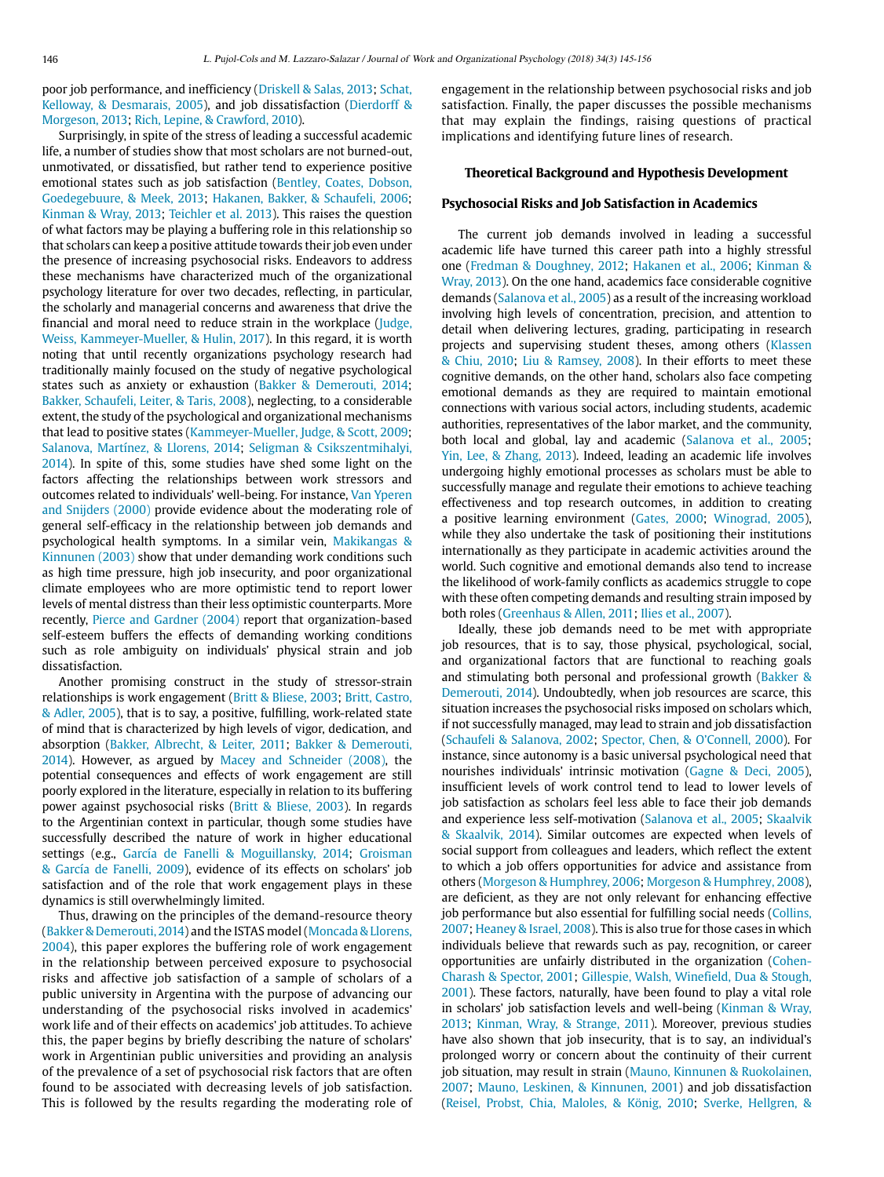poor job performance, and inefficiency (Driskell & Salas, 2013; Schat, Kelloway, & Desmarais, 2005), and job dissatisfaction (Dierdorff & Morgeson, 2013; Rich, Lepine, & Crawford, 2010).

Surprisingly, in spite of the stress of leading a successful academic life, a number of studies show that most scholars are not burned-out, unmotivated, or dissatisfied, but rather tend to experience positive emotional states such as job satisfaction (Bentley, Coates, Dobson, Goedegebuure, & Meek, 2013; Hakanen, Bakker, & Schaufeli, 2006; Kinman & Wray, 2013; Teichler et al. 2013). This raises the question of what factors may be playing a buffering role in this relationship so that scholars can keep a positive attitude towards their job even under the presence of increasing psychosocial risks. Endeavors to address these mechanisms have characterized much of the organizational psychology literature for over two decades, reflecting, in particular, the scholarly and managerial concerns and awareness that drive the financial and moral need to reduce strain in the workplace (Judge, Weiss, Kammeyer-Mueller, & Hulin, 2017). In this regard, it is worth noting that until recently organizations psychology research had traditionally mainly focused on the study of negative psychological states such as anxiety or exhaustion (Bakker & Demerouti, 2014; Bakker, Schaufeli, Leiter, & Taris, 2008), neglecting, to a considerable extent, the study of the psychological and organizational mechanisms that lead to positive states (Kammeyer-Mueller, Judge, & Scott, 2009; Salanova, Martínez, & Llorens, 2014; Seligman & Csikszentmihalyi, 2014). In spite of this, some studies have shed some light on the factors affecting the relationships between work stressors and outcomes related to individuals' well-being. For instance, Van Yperen and Snijders (2000) provide evidence about the moderating role of general self-efficacy in the relationship between job demands and psychological health symptoms. In a similar vein, Makikangas & Kinnunen (2003) show that under demanding work conditions such as high time pressure, high job insecurity, and poor organizational climate employees who are more optimistic tend to report lower levels of mental distress than their less optimistic counterparts. More recently, Pierce and Gardner (2004) report that organization-based self-esteem buffers the effects of demanding working conditions such as role ambiguity on individuals' physical strain and job dissatisfaction.

Another promising construct in the study of stressor-strain relationships is work engagement (Britt & Bliese, 2003; Britt, Castro, & Adler, 2005), that is to say, a positive, fulfilling, work-related state of mind that is characterized by high levels of vigor, dedication, and absorption (Bakker, Albrecht, & Leiter, 2011; Bakker & Demerouti, 2014). However, as argued by Macey and Schneider (2008), the potential consequences and effects of work engagement are still poorly explored in the literature, especially in relation to its buffering power against psychosocial risks (Britt & Bliese, 2003). In regards to the Argentinian context in particular, though some studies have successfully described the nature of work in higher educational settings (e.g., García de Fanelli & Moguillansky, 2014; Groisman & García de Fanelli, 2009), evidence of its effects on scholars' job satisfaction and of the role that work engagement plays in these dynamics is still overwhelmingly limited.

Thus, drawing on the principles of the demand-resource theory (Bakker & Demerouti, 2014) and the ISTAS model (Moncada & Llorens, 2004), this paper explores the buffering role of work engagement in the relationship between perceived exposure to psychosocial risks and affective job satisfaction of a sample of scholars of a public university in Argentina with the purpose of advancing our understanding of the psychosocial risks involved in academics' work life and of their effects on academics' job attitudes. To achieve this, the paper begins by briefly describing the nature of scholars' work in Argentinian public universities and providing an analysis of the prevalence of a set of psychosocial risk factors that are often found to be associated with decreasing levels of job satisfaction. This is followed by the results regarding the moderating role of engagement in the relationship between psychosocial risks and job satisfaction. Finally, the paper discusses the possible mechanisms that may explain the findings, raising questions of practical implications and identifying future lines of research.

## Theoretical Background and Hypothesis Development

### Psychosocial Risks and Job Satisfaction in Academics

The current job demands involved in leading a successful academic life have turned this career path into a highly stressful one (Fredman & Doughney, 2012; Hakanen et al., 2006; Kinman & Wray, 2013). On the one hand, academics face considerable cognitive demands (Salanova et al., 2005) as a result of the increasing workload involving high levels of concentration, precision, and attention to detail when delivering lectures, grading, participating in research projects and supervising student theses, among others (Klassen & Chiu, 2010; Liu & Ramsey, 2008). In their efforts to meet these cognitive demands, on the other hand, scholars also face competing emotional demands as they are required to maintain emotional connections with various social actors, including students, academic authorities, representatives of the labor market, and the community, both local and global, lay and academic (Salanova et al., 2005; Yin, Lee, & Zhang, 2013). Indeed, leading an academic life involves undergoing highly emotional processes as scholars must be able to successfully manage and regulate their emotions to achieve teaching effectiveness and top research outcomes, in addition to creating a positive learning environment (Gates, 2000; Winograd, 2005), while they also undertake the task of positioning their institutions internationally as they participate in academic activities around the world. Such cognitive and emotional demands also tend to increase the likelihood of work-family conflicts as academics struggle to cope with these often competing demands and resulting strain imposed by both roles (Greenhaus & Allen, 2011; Ilies et al., 2007).

Ideally, these job demands need to be met with appropriate job resources, that is to say, those physical, psychological, social, and organizational factors that are functional to reaching goals and stimulating both personal and professional growth (Bakker & Demerouti, 2014). Undoubtedly, when job resources are scarce, this situation increases the psychosocial risks imposed on scholars which, if not successfully managed, may lead to strain and job dissatisfaction (Schaufeli & Salanova, 2002; Spector, Chen, & O'Connell, 2000). For instance, since autonomy is a basic universal psychological need that nourishes individuals' intrinsic motivation (Gagne & Deci, 2005), insufficient levels of work control tend to lead to lower levels of job satisfaction as scholars feel less able to face their job demands and experience less self-motivation (Salanova et al., 2005; Skaalvik & Skaalvik, 2014). Similar outcomes are expected when levels of social support from colleagues and leaders, which reflect the extent to which a job offers opportunities for advice and assistance from others (Morgeson & Humphrey, 2006; Morgeson & Humphrey, 2008), are deficient, as they are not only relevant for enhancing effective job performance but also essential for fulfilling social needs (Collins, 2007; Heaney & Israel, 2008). This is also true for those cases in which individuals believe that rewards such as pay, recognition, or career opportunities are unfairly distributed in the organization (Cohen-Charash & Spector, 2001; Gillespie, Walsh, Winefield, Dua & Stough, 2001). These factors, naturally, have been found to play a vital role in scholars' job satisfaction levels and well-being (Kinman & Wray, 2013; Kinman, Wray, & Strange, 2011). Moreover, previous studies have also shown that job insecurity, that is to say, an individual's prolonged worry or concern about the continuity of their current job situation, may result in strain (Mauno, Kinnunen & Ruokolainen, 2007; Mauno, Leskinen, & Kinnunen, 2001) and job dissatisfaction (Reisel, Probst, Chia, Maloles, & König, 2010; Sverke, Hellgren, &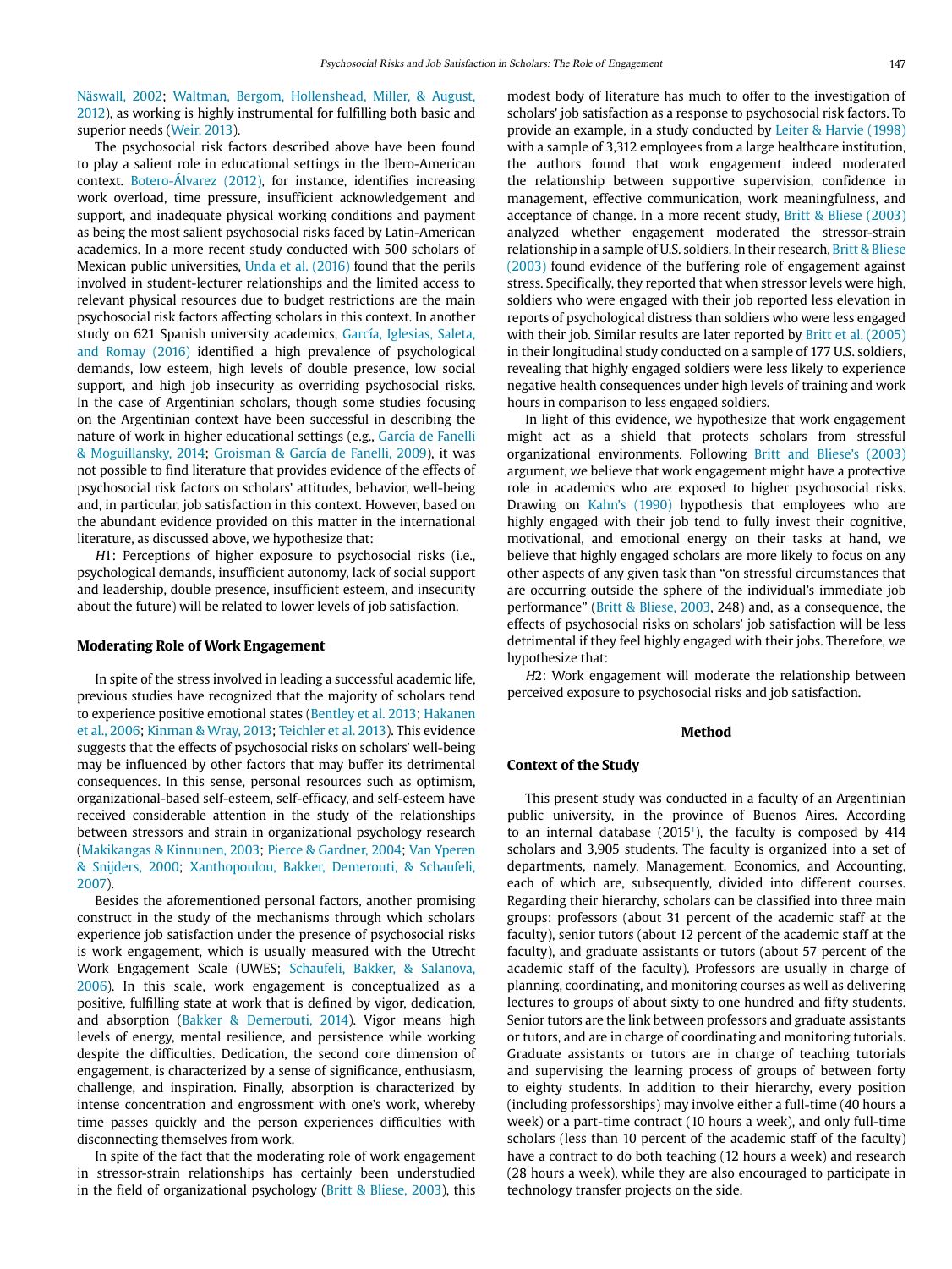Näswall, 2002; Waltman, Bergom, Hollenshead, Miller, & August, 2012), as working is highly instrumental for fulfilling both basic and superior needs (Weir, 2013).

The psychosocial risk factors described above have been found to play a salient role in educational settings in the Ibero-American context. Botero-Álvarez (2012), for instance, identifies increasing work overload, time pressure, insufficient acknowledgement and support, and inadequate physical working conditions and payment as being the most salient psychosocial risks faced by Latin-American academics. In a more recent study conducted with 500 scholars of Mexican public universities, Unda et al. (2016) found that the perils involved in student-lecturer relationships and the limited access to relevant physical resources due to budget restrictions are the main psychosocial risk factors affecting scholars in this context. In another study on 621 Spanish university academics, García, Iglesias, Saleta, and Romay (2016) identified a high prevalence of psychological demands, low esteem, high levels of double presence, low social support, and high job insecurity as overriding psychosocial risks. In the case of Argentinian scholars, though some studies focusing on the Argentinian context have been successful in describing the nature of work in higher educational settings (e.g., García de Fanelli & Moguillansky, 2014; Groisman & García de Fanelli, 2009), it was not possible to find literature that provides evidence of the effects of psychosocial risk factors on scholars' attitudes, behavior, well-being and, in particular, job satisfaction in this context. However, based on the abundant evidence provided on this matter in the international literature, as discussed above, we hypothesize that:

*H*1: Perceptions of higher exposure to psychosocial risks (i.e., psychological demands, insufficient autonomy, lack of social support and leadership, double presence, insufficient esteem, and insecurity about the future) will be related to lower levels of job satisfaction.

### Moderating Role of Work Engagement

In spite of the stress involved in leading a successful academic life, previous studies have recognized that the majority of scholars tend to experience positive emotional states (Bentley et al. 2013; Hakanen et al., 2006; Kinman & Wray, 2013; Teichler et al. 2013). This evidence suggests that the effects of psychosocial risks on scholars' well-being may be influenced by other factors that may buffer its detrimental consequences. In this sense, personal resources such as optimism, organizational-based self-esteem, self-efficacy, and self-esteem have received considerable attention in the study of the relationships between stressors and strain in organizational psychology research (Makikangas & Kinnunen, 2003; Pierce & Gardner, 2004; Van Yperen & Snijders, 2000; Xanthopoulou, Bakker, Demerouti, & Schaufeli, 2007).

Besides the aforementioned personal factors, another promising construct in the study of the mechanisms through which scholars experience job satisfaction under the presence of psychosocial risks is work engagement, which is usually measured with the Utrecht Work Engagement Scale (UWES; Schaufeli, Bakker, & Salanova, 2006). In this scale, work engagement is conceptualized as a positive, fulfilling state at work that is defined by vigor, dedication, and absorption (Bakker & Demerouti, 2014). Vigor means high levels of energy, mental resilience, and persistence while working despite the difficulties. Dedication, the second core dimension of engagement, is characterized by a sense of significance, enthusiasm, challenge, and inspiration. Finally, absorption is characterized by intense concentration and engrossment with one's work, whereby time passes quickly and the person experiences difficulties with disconnecting themselves from work.

In spite of the fact that the moderating role of work engagement in stressor-strain relationships has certainly been understudied in the field of organizational psychology (Britt & Bliese, 2003), this modest body of literature has much to offer to the investigation of scholars' job satisfaction as a response to psychosocial risk factors. To provide an example, in a study conducted by Leiter & Harvie (1998) with a sample of 3,312 employees from a large healthcare institution, the authors found that work engagement indeed moderated the relationship between supportive supervision, confidence in management, effective communication, work meaningfulness, and acceptance of change. In a more recent study, Britt & Bliese (2003) analyzed whether engagement moderated the stressor-strain relationship in a sample of U.S. soldiers. In their research, Britt & Bliese (2003) found evidence of the buffering role of engagement against stress. Specifically, they reported that when stressor levels were high, soldiers who were engaged with their job reported less elevation in reports of psychological distress than soldiers who were less engaged with their job. Similar results are later reported by Britt et al. (2005) in their longitudinal study conducted on a sample of 177 U.S. soldiers, revealing that highly engaged soldiers were less likely to experience negative health consequences under high levels of training and work hours in comparison to less engaged soldiers.

In light of this evidence, we hypothesize that work engagement might act as a shield that protects scholars from stressful organizational environments. Following Britt and Bliese's (2003) argument, we believe that work engagement might have a protective role in academics who are exposed to higher psychosocial risks. Drawing on Kahn's (1990) hypothesis that employees who are highly engaged with their job tend to fully invest their cognitive, motivational, and emotional energy on their tasks at hand, we believe that highly engaged scholars are more likely to focus on any other aspects of any given task than "on stressful circumstances that are occurring outside the sphere of the individual's immediate job performance" (Britt & Bliese, 2003, 248) and, as a consequence, the effects of psychosocial risks on scholars' job satisfaction will be less detrimental if they feel highly engaged with their jobs. Therefore, we hypothesize that:

*H*2: Work engagement will moderate the relationship between perceived exposure to psychosocial risks and job satisfaction.

## Method

### Context of the Study

This present study was conducted in a faculty of an Argentinian public university, in the province of Buenos Aires. According to an internal database (2015[1]), the faculty is composed by 414 scholars and 3,905 students. The faculty is organized into a set of departments, namely, Management, Economics, and Accounting, each of which are, subsequently, divided into different courses. Regarding their hierarchy, scholars can be classified into three main groups: professors (about 31 percent of the academic staff at the faculty), senior tutors (about 12 percent of the academic staff at the faculty), and graduate assistants or tutors (about 57 percent of the academic staff of the faculty). Professors are usually in charge of planning, coordinating, and monitoring courses as well as delivering lectures to groups of about sixty to one hundred and fifty students. Senior tutors are the link between professors and graduate assistants or tutors, and are in charge of coordinating and monitoring tutorials. Graduate assistants or tutors are in charge of teaching tutorials and supervising the learning process of groups of between forty to eighty students. In addition to their hierarchy, every position (including professorships) may involve either a full-time (40 hours a week) or a part-time contract (10 hours a week), and only full-time scholars (less than 10 percent of the academic staff of the faculty) have a contract to do both teaching (12 hours a week) and research (28 hours a week), while they are also encouraged to participate in technology transfer projects on the side.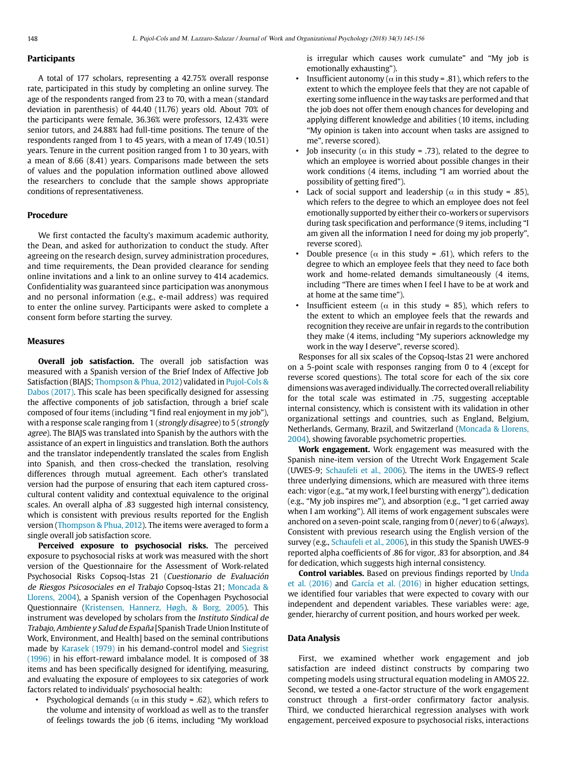### Participants

A total of 177 scholars, representing a 42.75% overall response rate, participated in this study by completing an online survey. The age of the respondents ranged from 23 to 70, with a mean (standard deviation in parenthesis) of 44.40 (11.76) years old. About 70% of the participants were female, 36.36% were professors, 12.43% were senior tutors, and 24.88% had full-time positions. The tenure of the respondents ranged from 1 to 45 years, with a mean of 17.49 (10.51) years. Tenure in the current position ranged from 1 to 30 years, with a mean of 8.66 (8.41) years. Comparisons made between the sets of values and the population information outlined above allowed the researchers to conclude that the sample shows appropriate conditions of representativeness.

### Procedure

We first contacted the faculty's maximum academic authority, the Dean, and asked for authorization to conduct the study. After agreeing on the research design, survey administration procedures, and time requirements, the Dean provided clearance for sending online invitations and a link to an online survey to 414 academics. Confidentiality was guaranteed since participation was anonymous and no personal information (e.g., e-mail address) was required to enter the online survey. Participants were asked to complete a consent form before starting the survey.

### Measures

**Overall job satisfaction.** The overall job satisfaction was measured with a Spanish version of the Brief Index of Affective Job Satisfaction (BIAJS; Thompson & Phua, 2012) validated in Pujol-Cols & Dabos (2017). This scale has been specifically designed for assessing the affective components of job satisfaction, through a brief scale composed of four items (including "I find real enjoyment in my job"), with a response scale ranging from 1 (*strongly disagree*) to 5 (*strongly agree*). The BIAJS was translated into Spanish by the authors with the assistance of an expert in linguistics and translation. Both the authors and the translator independently translated the scales from English into Spanish, and then cross-checked the translation, resolving differences through mutual agreement. Each other's translated version had the purpose of ensuring that each item captured cross-cultural content validity and contextual equivalence to the original scales. An overall alpha of .83 suggested high internal consistency, which is consistent with previous results reported for the English version (Thompson & Phua, 2012). The items were averaged to form a single overall job satisfaction score.

**Perceived exposure to psychosocial risks.** The perceived exposure to psychosocial risks at work was measured with the short version of the Questionnaire for the Assessment of Work-related Psychosocial Risks Copsoq-Istas 21 (*Cuestionario de Evaluación de Riesgos Psicosociales en el Trabajo* Copsoq-Istas 21; Moncada & Llorens, 2004), a Spanish version of the Copenhagen Psychosocial Questionnaire (Kristensen, Hannerz, Høgh, & Borg, 2005). This instrument was developed by scholars from the *Instituto Sindical de Trabajo, Ambiente y Salud de España* [Spanish Trade Union Institute of Work, Environment, and Health] based on the seminal contributions made by Karasek (1979) in his demand-control model and Siegrist (1996) in his effort-reward imbalance model. It is composed of 38 items and has been specifically designed for identifying, measuring, and evaluating the exposure of employees to six categories of work factors related to individuals' psychosocial health:

- Psychological demands ($\alpha$ in this study = .62), which refers to the volume and intensity of workload as well as to the transfer of feelings towards the job (6 items, including "My workload is irregular which causes work cumulate" and "My job is emotionally exhausting").
- Insufficient autonomy ($\alpha$ in this study = .81), which refers to the extent to which the employee feels that they are not capable of exerting some influence in the way tasks are performed and that the job does not offer them enough chances for developing and applying different knowledge and abilities (10 items, including "My opinion is taken into account when tasks are assigned to me", reverse scored).
- Job insecurity ($\alpha$ in this study = .73), related to the degree to which an employee is worried about possible changes in their work conditions (4 items, including "I am worried about the possibility of getting fired").
- Lack of social support and leadership ($\alpha$ in this study = .85), which refers to the degree to which an employee does not feel emotionally supported by either their co-workers or supervisors during task specification and performance (9 items, including "I am given all the information I need for doing my job properly", reverse scored).
- Double presence ($\alpha$ in this study = .61), which refers to the degree to which an employee feels that they need to face both work and home-related demands simultaneously (4 items, including "There are times when I feel I have to be at work and at home at the same time").
- Insufficient esteem ($\alpha$ in this study = 85), which refers to the extent to which an employee feels that the rewards and recognition they receive are unfair in regards to the contribution they make (4 items, including "My superiors acknowledge my work in the way I deserve", reverse scored).

Responses for all six scales of the Copsoq-Istas 21 were anchored on a 5-point scale with responses ranging from 0 to 4 (except for reverse scored questions). The total score for each of the six core dimensions was averaged individually. The corrected overall reliability for the total scale was estimated in .75, suggesting acceptable internal consistency, which is consistent with its validation in other organizational settings and countries, such as England, Belgium, Netherlands, Germany, Brazil, and Switzerland (Moncada & Llorens, 2004), showing favorable psychometric properties.

**Work engagement.** Work engagement was measured with the Spanish nine-item version of the Utrecht Work Engagement Scale (UWES-9; Schaufeli et al., 2006). The items in the UWES-9 reflect three underlying dimensions, which are measured with three items each: vigor (e.g., "at my work, I feel bursting with energy"), dedication (e.g., "My job inspires me"), and absorption (e.g., "I get carried away when I am working"). All items of work engagement subscales were anchored on a seven-point scale, ranging from 0 (*never*) to 6 (*always*). Consistent with previous research using the English version of the survey (e.g., Schaufeli et al., 2006), in this study the Spanish UWES-9 reported alpha coefficients of .86 for vigor, .83 for absorption, and .84 for dedication, which suggests high internal consistency.

**Control variables.** Based on previous findings reported by Unda et al. (2016) and García et al. (2016) in higher education settings, we identified four variables that were expected to covary with our independent and dependent variables. These variables were: age, gender, hierarchy of current position, and hours worked per week.

### Data Analysis

First, we examined whether work engagement and job satisfaction are indeed distinct constructs by comparing two competing models using structural equation modeling in AMOS 22. Second, we tested a one-factor structure of the work engagement construct through a first-order confirmatory factor analysis. Third, we conducted hierarchical regression analyses with work engagement, perceived exposure to psychosocial risks, interactions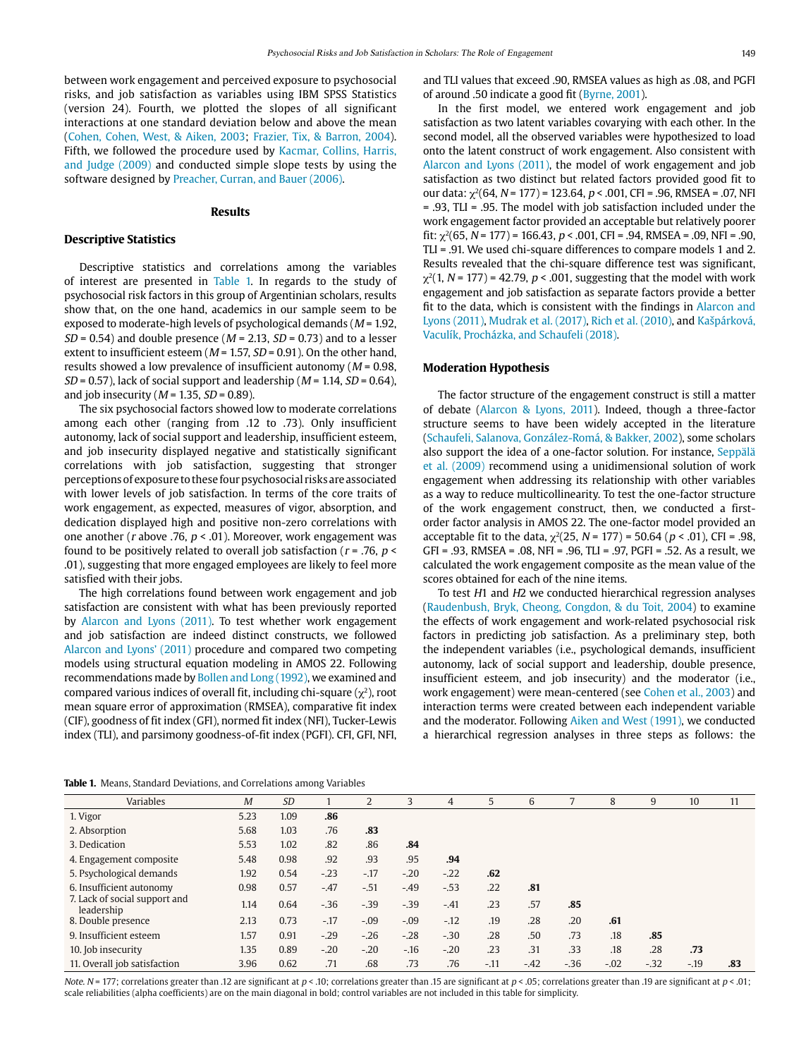between work engagement and perceived exposure to psychosocial risks, and job satisfaction as variables using IBM SPSS Statistics (version 24). Fourth, we plotted the slopes of all significant interactions at one standard deviation below and above the mean (Cohen, Cohen, West, & Aiken, 2003; Frazier, Tix, & Barron, 2004). Fifth, we followed the procedure used by Kacmar, Collins, Harris, and Judge (2009) and conducted simple slope tests by using the software designed by Preacher, Curran, and Bauer (2006).

## Results

### Descriptive Statistics

Descriptive statistics and correlations among the variables of interest are presented in Table 1. In regards to the study of psychosocial risk factors in this group of Argentinian scholars, results show that, on the one hand, academics in our sample seem to be exposed to moderate-high levels of psychological demands ($M$ = 1.92, $SD$ = 0.54) and double presence ($M$ = 2.13, $SD$ = 0.73) and to a lesser extent to insufficient esteem ($M$ = 1.57, $SD$ = 0.91). On the other hand, results showed a low prevalence of insufficient autonomy ($M$ = 0.98, $SD$ = 0.57), lack of social support and leadership ($M$ = 1.14, $SD$ = 0.64), and job insecurity ($M$ = 1.35, $SD$ = 0.89).

The six psychosocial factors showed low to moderate correlations among each other (ranging from .12 to .73). Only insufficient autonomy, lack of social support and leadership, insufficient esteem, and job insecurity displayed negative and statistically significant correlations with job satisfaction, suggesting that stronger perceptions of exposure to these four psychosocial risks are associated with lower levels of job satisfaction. In terms of the core traits of work engagement, as expected, measures of vigor, absorption, and dedication displayed high and positive non-zero correlations with one another ($r$ above .76, $p$ < .01). Moreover, work engagement was found to be positively related to overall job satisfaction ($r$ = .76, $p$ < .01), suggesting that more engaged employees are likely to feel more satisfied with their jobs.

The high correlations found between work engagement and job satisfaction are consistent with what has been previously reported by Alarcon and Lyons (2011). To test whether work engagement and job satisfaction are indeed distinct constructs, we followed Alarcon and Lyons' (2011) procedure and compared two competing models using structural equation modeling in AMOS 22. Following recommendations made by Bollen and Long (1992), we examined and compared various indices of overall fit, including chi-square ($\chi^2$), root mean square error of approximation (RMSEA), comparative fit index (CIF), goodness of fit index (GFI), normed fit index (NFI), Tucker-Lewis index (TLI), and parsimony goodness-of-fit index (PGFI). CFI, GFI, NFI, and TLI values that exceed .90, RMSEA values as high as .08, and PGFI of around .50 indicate a good fit (Byrne, 2001).

In the first model, we entered work engagement and job satisfaction as two latent variables covarying with each other. In the second model, all the observed variables were hypothesized to load onto the latent construct of work engagement. Also consistent with Alarcon and Lyons (2011), the model of work engagement and job satisfaction as two distinct but related factors provided good fit to our data: $\chi^2$(64, $N$ = 177) = 123.64, $p$ < .001, CFI = .96, RMSEA = .07, NFI = .93, TLI = .95. The model with job satisfaction included under the work engagement factor provided an acceptable but relatively poorer fit: $\chi^2$(65, $N$ = 177) = 166.43, $p$ < .001, CFI = .94, RMSEA = .09, NFI = .90, TLI = .91. We used chi-square differences to compare models 1 and 2. Results revealed that the chi-square difference test was significant, $\chi^2$(1, $N$ = 177) = 42.79, $p$ < .001, suggesting that the model with work engagement and job satisfaction as separate factors provide a better fit to the data, which is consistent with the findings in Alarcon and Lyons (2011), Mudrak et al. (2017), Rich et al. (2010), and Kašpárková, Vaculík, Procházka, and Schaufeli (2018).

### Moderation Hypothesis

The factor structure of the engagement construct is still a matter of debate (Alarcon & Lyons, 2011). Indeed, though a three-factor structure seems to have been widely accepted in the literature (Schaufeli, Salanova, González-Romá, & Bakker, 2002), some scholars also support the idea of a one-factor solution. For instance, Seppälä et al. (2009) recommend using a unidimensional solution of work engagement when addressing its relationship with other variables as a way to reduce multicollinearity. To test the one-factor structure of the work engagement construct, then, we conducted a first-order factor analysis in AMOS 22. The one-factor model provided an acceptable fit to the data, $\chi^2$(25, $N$ = 177) = 50.64 ($p$ < .01), CFI = .98, GFI = .93, RMSEA = .08, NFI = .96, TLI = .97, PGFI = .52. As a result, we calculated the work engagement composite as the mean value of the scores obtained for each of the nine items.

To test *H*1 and *H*2 we conducted hierarchical regression analyses (Raudenbush, Bryk, Cheong, Congdon, & du Toit, 2004) to examine the effects of work engagement and work-related psychosocial risk factors in predicting job satisfaction. As a preliminary step, both the independent variables (i.e., psychological demands, insufficient autonomy, lack of social support and leadership, double presence, insufficient esteem, and job insecurity) and the moderator (i.e., work engagement) were mean-centered (see Cohen et al., 2003) and interaction terms were created between each independent variable and the moderator. Following Aiken and West (1991), we conducted a hierarchical regression analyses in three steps as follows: the

**Table 1.** Means, Standard Deviations, and Correlations among Variables

| Variables | $M$ | $SD$ | 1 | 2 | 3 | 4 | 5 | 6 | 7 | 8 | 9 | 10 | 11 |
|---|---|---|---|---|---|---|---|---|---|---|---|---|---|
| 1. Vigor | 5.23 | 1.09 | **.86** | | | | | | | | | | |
| 2. Absorption | 5.68 | 1.03 | .76 | **.83** | | | | | | | | | |
| 3. Dedication | 5.53 | 1.02 | .82 | .86 | **.84** | | | | | | | | |
| 4. Engagement composite | 5.48 | 0.98 | .92 | .93 | .95 | **.94** | | | | | | | |
| 5. Psychological demands | 1.92 | 0.54 | -.23 | -.17 | -.20 | -.22 | **.62** | | | | | | |
| 6. Insufficient autonomy | 0.98 | 0.57 | -.47 | -.51 | -.49 | -.53 | .22 | **.81** | | | | | |
| 7. Lack of social support and leadership | 1.14 | 0.64 | -.36 | -.39 | -.39 | -.41 | .23 | .57 | **.85** | | | | |
| 8. Double presence | 2.13 | 0.73 | -.17 | -.09 | -.09 | -.12 | .19 | .28 | .20 | **.61** | | | |
| 9. Insufficient esteem | 1.57 | 0.91 | -.29 | -.26 | -.28 | -.30 | .28 | .50 | .73 | .18 | **.85** | | |
| 10. Job insecurity | 1.35 | 0.89 | -.20 | -.20 | -.16 | -.20 | .23 | .31 | .33 | .18 | .28 | **.73** | |
| 11. Overall job satisfaction | 3.96 | 0.62 | .71 | .68 | .73 | .76 | -.11 | -.42 | -.36 | -.02 | -.32 | -.19 | **.83** |

*Note.* $N$ = 177; correlations greater than .12 are significant at $p$ < .10; correlations greater than .15 are significant at $p$ < .05; correlations greater than .19 are significant at $p$ < .01; scale reliabilities (alpha coefficients) are on the main diagonal in bold; control variables are not included in this table for simplicity.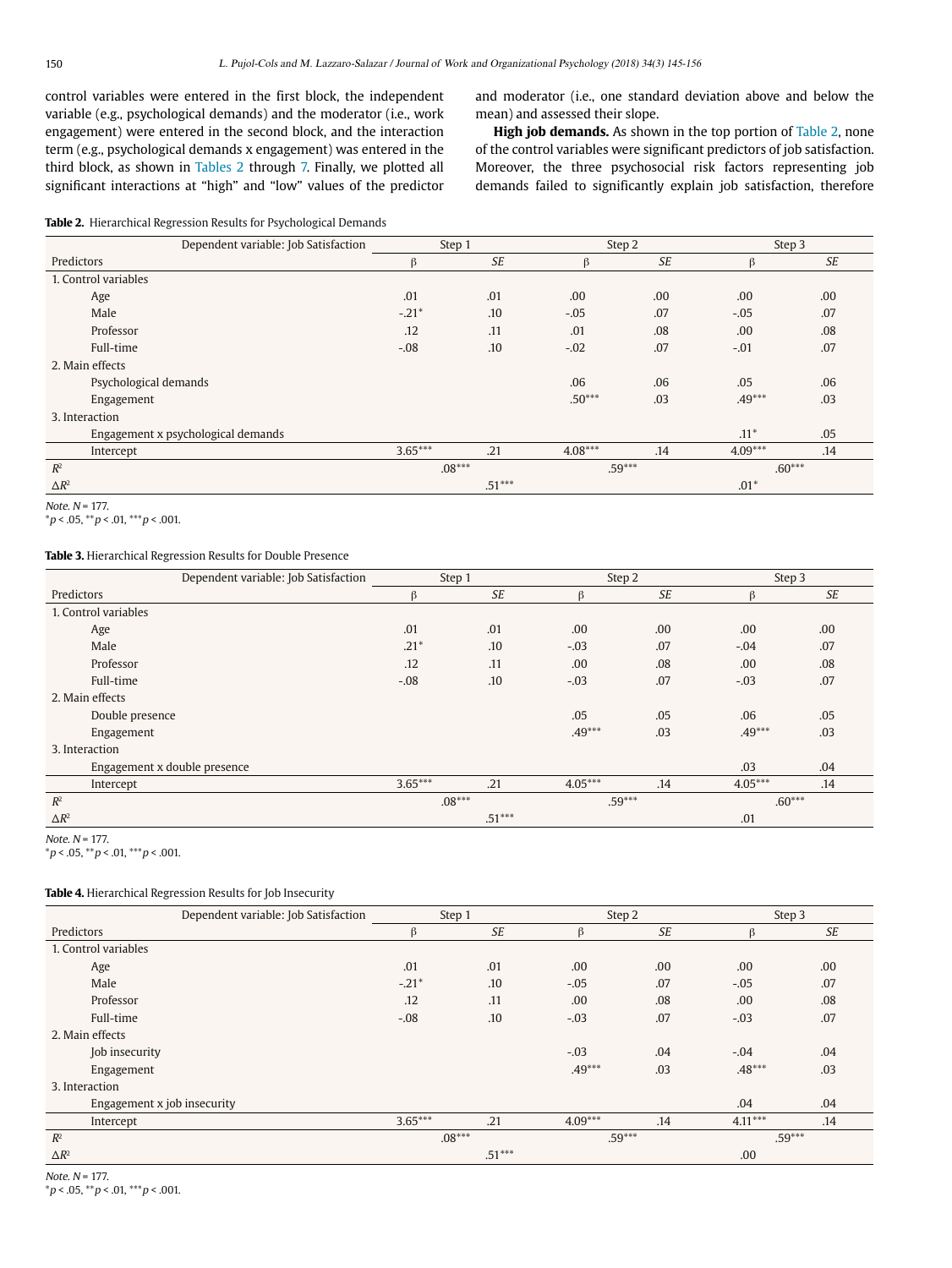control variables were entered in the first block, the independent variable (e.g., psychological demands) and the moderator (i.e., work engagement) were entered in the second block, and the interaction term (e.g., psychological demands x engagement) was entered in the third block, as shown in Tables 2 through 7. Finally, we plotted all significant interactions at "high" and "low" values of the predictor and moderator (i.e., one standard deviation above and below the mean) and assessed their slope.

**High job demands.** As shown in the top portion of Table 2, none of the control variables were significant predictors of job satisfaction. Moreover, the three psychosocial risk factors representing job demands failed to significantly explain job satisfaction, therefore

**Table 2.** Hierarchical Regression Results for Psychological Demands

| Dependent variable: Job Satisfaction | Step 1 | | Step 2 | | Step 3 | |
|---|---|---|---|---|---|---|
| Predictors | β | *SE* | β | *SE* | β | *SE* |
| 1. Control variables | | | | | | |
| Age | .01 | .01 | .00 | .00 | .00 | .00 |
| Male | -.21* | .10 | -.05 | .07 | -.05 | .07 |
| Professor | .12 | .11 | .01 | .08 | .00 | .08 |
| Full-time | -.08 | .10 | -.02 | .07 | -.01 | .07 |
| 2. Main effects | | | | | | |
| Psychological demands | | | .06 | .06 | .05 | .06 |
| Engagement | | | .50*** | .03 | .49*** | .03 |
| 3. Interaction | | | | | | |
| Engagement x psychological demands | | | | | .11* | .05 |
| Intercept | 3.65*** | .21 | 4.08*** | .14 | 4.09*** | .14 |
| $R^2$ | .08*** | | .59*** | | .60*** | |
| $\Delta R^2$ | | | .51*** | | .01* | |

*Note.* *N* = 177.
*$p < .05$, **$p < .01$, ***$p < .001$.

**Table 3.** Hierarchical Regression Results for Double Presence

| Dependent variable: Job Satisfaction | Step 1 | | Step 2 | | Step 3 | |
|---|---|---|---|---|---|---|
| Predictors | β | *SE* | β | *SE* | β | *SE* |
| 1. Control variables | | | | | | |
| Age | .01 | .01 | .00 | .00 | .00 | .00 |
| Male | .21* | .10 | -.03 | .07 | -.04 | .07 |
| Professor | .12 | .11 | .00 | .08 | .00 | .08 |
| Full-time | -.08 | .10 | -.03 | .07 | -.03 | .07 |
| 2. Main effects | | | | | | |
| Double presence | | | .05 | .05 | .06 | .05 |
| Engagement | | | .49*** | .03 | .49*** | .03 |
| 3. Interaction | | | | | | |
| Engagement x double presence | | | | | .03 | .04 |
| Intercept | 3.65*** | .21 | 4.05*** | .14 | 4.05*** | .14 |
| $R^2$ | .08*** | | .59*** | | .60*** | |
| $\Delta R^2$ | | | .51*** | | .01 | |

*Note.* *N* = 177.
*$p < .05$, **$p < .01$, ***$p < .001$.

**Table 4.** Hierarchical Regression Results for Job Insecurity

| Dependent variable: Job Satisfaction | Step 1 | | Step 2 | | Step 3 | |
|---|---|---|---|---|---|---|
| Predictors | β | *SE* | β | *SE* | β | *SE* |
| 1. Control variables | | | | | | |
| Age | .01 | .01 | .00 | .00 | .00 | .00 |
| Male | -.21* | .10 | -.05 | .07 | -.05 | .07 |
| Professor | .12 | .11 | .00 | .08 | .00 | .08 |
| Full-time | -.08 | .10 | -.03 | .07 | -.03 | .07 |
| 2. Main effects | | | | | | |
| Job insecurity | | | -.03 | .04 | -.04 | .04 |
| Engagement | | | .49*** | .03 | .48*** | .03 |
| 3. Interaction | | | | | | |
| Engagement x job insecurity | | | | | .04 | .04 |
| Intercept | 3.65*** | .21 | 4.09*** | .14 | 4.11*** | .14 |
| $R^2$ | .08*** | | .59*** | | .59*** | |
| $\Delta R^2$ | | | .51*** | | .00 | |

*Note.* *N* = 177.
*$p < .05$, **$p < .01$, ***$p < .001$.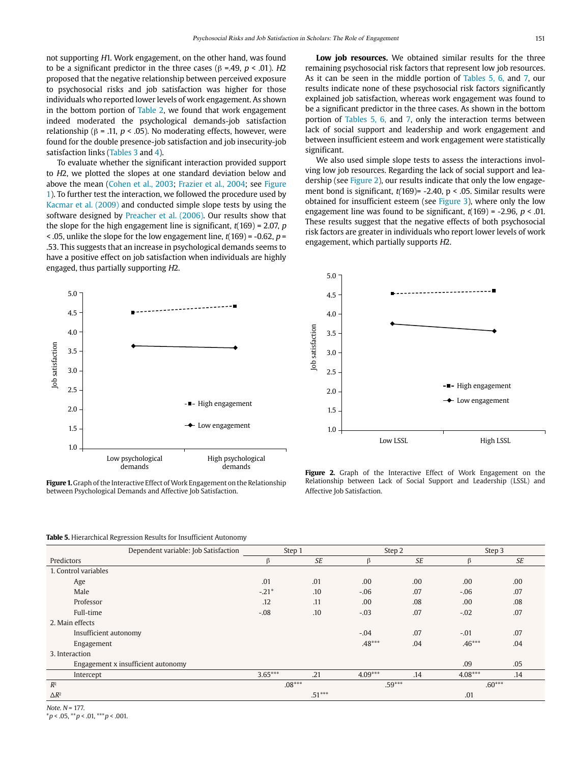not supporting *H*1. Work engagement, on the other hand, was found to be a significant predictor in the three cases (β =.49, $p$ < .01). *H*2 proposed that the negative relationship between perceived exposure to psychosocial risks and job satisfaction was higher for those individuals who reported lower levels of work engagement. As shown in the bottom portion of Table 2, we found that work engagement indeed moderated the psychological demands-job satisfaction relationship (β = .11, $p$ < .05). No moderating effects, however, were found for the double presence-job satisfaction and job insecurity-job satisfaction links (Tables 3 and 4).

To evaluate whether the significant interaction provided support to *H*2, we plotted the slopes at one standard deviation below and above the mean (Cohen et al., 2003; Frazier et al., 2004; see Figure 1). To further test the interaction, we followed the procedure used by Kacmar et al. (2009) and conducted simple slope tests by using the software designed by Preacher et al. (2006). Our results show that the slope for the high engagement line is significant, $t(169)$ = 2.07, $p$ < .05, unlike the slope for the low engagement line, $t(169)$ = -0.62, $p$ = .53. This suggests that an increase in psychological demands seems to have a positive effect on job satisfaction when individuals are highly engaged, thus partially supporting *H*2.

**Figure 1.** Graph of the Interactive Effect of Work Engagement on the Relationship between Psychological Demands and Affective Job Satisfaction.

**Low job resources.** We obtained similar results for the three remaining psychosocial risk factors that represent low job resources. As it can be seen in the middle portion of Tables 5, 6, and 7, our results indicate none of these psychosocial risk factors significantly explained job satisfaction, whereas work engagement was found to be a significant predictor in the three cases. As shown in the bottom portion of Tables 5, 6, and 7, only the interaction terms between lack of social support and leadership and work engagement and between insufficient esteem and work engagement were statistically significant.

We also used simple slope tests to assess the interactions involving low job resources. Regarding the lack of social support and leadership (see Figure 2), our results indicate that only the low engagement bond is significant, $t(169)$= -2.40, p < .05. Similar results were obtained for insufficient esteem (see Figure 3), where only the low engagement line was found to be significant, $t(169)$ = -2.96, $p$ < .01. These results suggest that the negative effects of both psychosocial risk factors are greater in individuals who report lower levels of work engagement, which partially supports *H*2.

**Figure 2.** Graph of the Interactive Effect of Work Engagement on the Relationship between Lack of Social Support and Leadership (LSSL) and Affective Job Satisfaction.

**Table 5.** Hierarchical Regression Results for Insufficient Autonomy

| Dependent variable: Job Satisfaction | Step 1 | | Step 2 | | Step 3 | |
|---|---|---|---|---|---|---|
| Predictors | β | *SE* | β | *SE* | β | *SE* |
| 1. Control variables | | | | | | |
| Age | .01 | .01 | .00 | .00 | .00 | .00 |
| Male | -.21* | .10 | -.06 | .07 | -.06 | .07 |
| Professor | .12 | .11 | .00 | .08 | .00 | .08 |
| Full-time | -.08 | .10 | -.03 | .07 | -.02 | .07 |
| 2. Main effects | | | | | | |
| Insufficient autonomy | | | -.04 | .07 | -.01 | .07 |
| Engagement | | | .48*** | .04 | .46*** | .04 |
| 3. Interaction | | | | | | |
| Engagement x insufficient autonomy | | | | | .09 | .05 |
| Intercept | 3.65*** | .21 | 4.09*** | .14 | 4.08*** | .14 |
| $R^2$ | .08*** | | .59*** | | .60*** | |
| $\Delta R^2$ | | | .51*** | | .01 | |

*Note.* $N$ = 177.
\*$p$ < .05, \*\*$p$ < .01, \*\*\*$p$ < .001.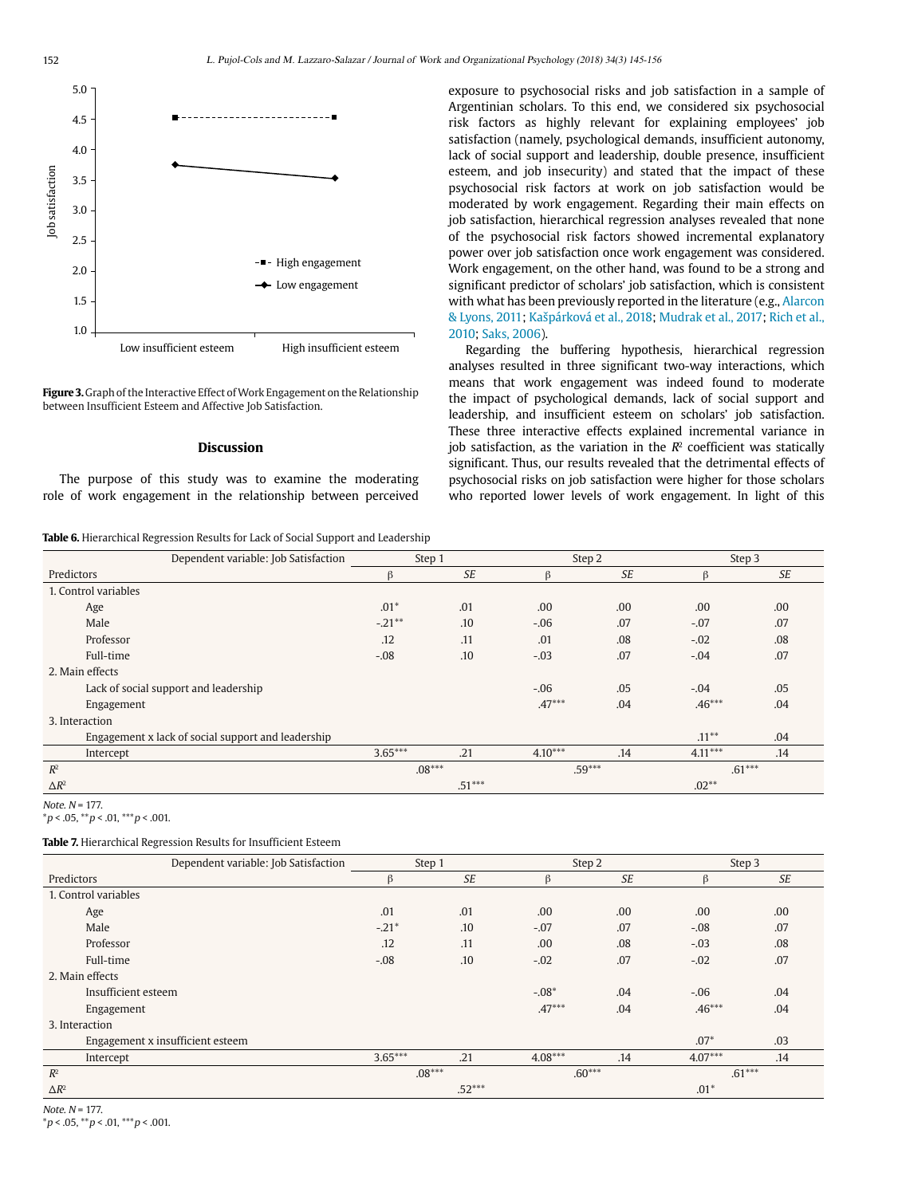Figure 3. Graph of the Interactive Effect of Work Engagement on the Relationship between Insufficient Esteem and Affective Job Satisfaction.

## Discussion

The purpose of this study was to examine the moderating role of work engagement in the relationship between perceived exposure to psychosocial risks and job satisfaction in a sample of Argentinian scholars. To this end, we considered six psychosocial risk factors as highly relevant for explaining employees' job satisfaction (namely, psychological demands, insufficient autonomy, lack of social support and leadership, double presence, insufficient esteem, and job insecurity) and stated that the impact of these psychosocial risk factors at work on job satisfaction would be moderated by work engagement. Regarding their main effects on job satisfaction, hierarchical regression analyses revealed that none of the psychosocial risk factors showed incremental explanatory power over job satisfaction once work engagement was considered. Work engagement, on the other hand, was found to be a strong and significant predictor of scholars' job satisfaction, which is consistent with what has been previously reported in the literature (e.g., Alarcon & Lyons, 2011; Kašpárková et al., 2018; Mudrak et al., 2017; Rich et al., 2010; Saks, 2006).

Regarding the buffering hypothesis, hierarchical regression analyses resulted in three significant two-way interactions, which means that work engagement was indeed found to moderate the impact of psychological demands, lack of social support and leadership, and insufficient esteem on scholars' job satisfaction. These three interactive effects explained incremental variance in job satisfaction, as the variation in the $R^2$ coefficient was statically significant. Thus, our results revealed that the detrimental effects of psychosocial risks on job satisfaction were higher for those scholars who reported lower levels of work engagement. In light of this

**Table 6.** Hierarchical Regression Results for Lack of Social Support and Leadership

| Dependent variable: Job Satisfaction | Step 1 | | Step 2 | | Step 3 | |
|---|---|---|---|---|---|---|
| Predictors | β | *SE* | β | *SE* | β | *SE* |
| 1. Control variables | | | | | | |
| Age | .01* | .01 | .00 | .00 | .00 | .00 |
| Male | -.21** | .10 | -.06 | .07 | -.07 | .07 |
| Professor | .12 | .11 | .01 | .08 | -.02 | .08 |
| Full-time | -.08 | .10 | -.03 | .07 | -.04 | .07 |
| 2. Main effects | | | | | | |
| Lack of social support and leadership | | | -.06 | .05 | -.04 | .05 |
| Engagement | | | .47*** | .04 | .46*** | .04 |
| 3. Interaction | | | | | | |
| Engagement x lack of social support and leadership | | | | | .11** | .04 |
| Intercept | 3.65*** | .21 | 4.10*** | .14 | 4.11*** | .14 |
| $R^2$ | .08*** | | .59*** | | .61*** | |
| $\Delta R^2$ | | | .51*** | | .02** | |

*Note.* *N* = 177.
*$p < .05$, **$p < .01$, ***$p < .001$.

**Table 7.** Hierarchical Regression Results for Insufficient Esteem

| Dependent variable: Job Satisfaction | Step 1 | | Step 2 | | Step 3 | |
|---|---|---|---|---|---|---|
| Predictors | β | *SE* | β | *SE* | β | *SE* |
| 1. Control variables | | | | | | |
| Age | .01 | .01 | .00 | .00 | .00 | .00 |
| Male | -.21* | .10 | -.07 | .07 | -.08 | .07 |
| Professor | .12 | .11 | .00 | .08 | -.03 | .08 |
| Full-time | -.08 | .10 | -.02 | .07 | -.02 | .07 |
| 2. Main effects | | | | | | |
| Insufficient esteem | | | -.08* | .04 | -.06 | .04 |
| Engagement | | | .47*** | .04 | .46*** | .04 |
| 3. Interaction | | | | | | |
| Engagement x insufficient esteem | | | | | .07* | .03 |
| Intercept | 3.65*** | .21 | 4.08*** | .14 | 4.07*** | .14 |
| $R^2$ | .08*** | | .60*** | | .61*** | |
| $\Delta R^2$ | | | .52*** | | .01* | |

*Note.* *N* = 177.
*$p < .05$, **$p < .01$, ***$p < .001$.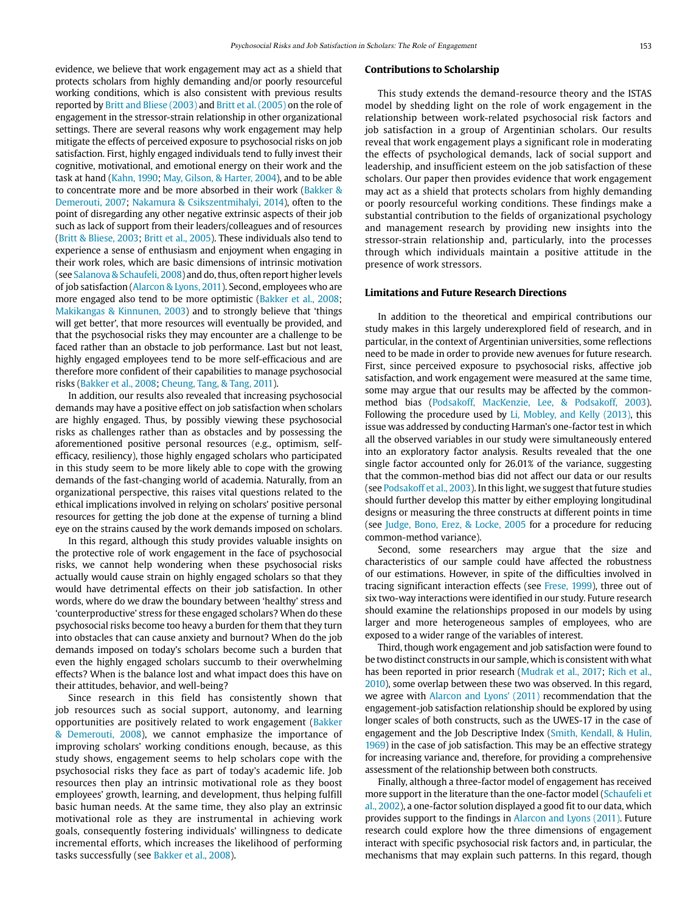evidence, we believe that work engagement may act as a shield that protects scholars from highly demanding and/or poorly resourceful working conditions, which is also consistent with previous results reported by Britt and Bliese (2003) and Britt et al. (2005) on the role of engagement in the stressor-strain relationship in other organizational settings. There are several reasons why work engagement may help mitigate the effects of perceived exposure to psychosocial risks on job satisfaction. First, highly engaged individuals tend to fully invest their cognitive, motivational, and emotional energy on their work and the task at hand (Kahn, 1990; May, Gilson, & Harter, 2004), and to be able to concentrate more and be more absorbed in their work (Bakker & Demerouti, 2007; Nakamura & Csikszentmihalyi, 2014), often to the point of disregarding any other negative extrinsic aspects of their job such as lack of support from their leaders/colleagues and of resources (Britt & Bliese, 2003; Britt et al., 2005). These individuals also tend to experience a sense of enthusiasm and enjoyment when engaging in their work roles, which are basic dimensions of intrinsic motivation (see Salanova & Schaufeli, 2008) and do, thus, often report higher levels of job satisfaction (Alarcon & Lyons, 2011). Second, employees who are more engaged also tend to be more optimistic (Bakker et al., 2008; Makikangas & Kinnunen, 2003) and to strongly believe that 'things will get better', that more resources will eventually be provided, and that the psychosocial risks they may encounter are a challenge to be faced rather than an obstacle to job performance. Last but not least, highly engaged employees tend to be more self-efficacious and are therefore more confident of their capabilities to manage psychosocial risks (Bakker et al., 2008; Cheung, Tang, & Tang, 2011).

In addition, our results also revealed that increasing psychosocial demands may have a positive effect on job satisfaction when scholars are highly engaged. Thus, by possibly viewing these psychosocial risks as challenges rather than as obstacles and by possessing the aforementioned positive personal resources (e.g., optimism, self-efficacy, resiliency), those highly engaged scholars who participated in this study seem to be more likely able to cope with the growing demands of the fast-changing world of academia. Naturally, from an organizational perspective, this raises vital questions related to the ethical implications involved in relying on scholars' positive personal resources for getting the job done at the expense of turning a blind eye on the strains caused by the work demands imposed on scholars.

In this regard, although this study provides valuable insights on the protective role of work engagement in the face of psychosocial risks, we cannot help wondering when these psychosocial risks actually would cause strain on highly engaged scholars so that they would have detrimental effects on their job satisfaction. In other words, where do we draw the boundary between 'healthy' stress and 'counterproductive' stress for these engaged scholars? When do these psychosocial risks become too heavy a burden for them that they turn into obstacles that can cause anxiety and burnout? When do the job demands imposed on today's scholars become such a burden that even the highly engaged scholars succumb to their overwhelming effects? When is the balance lost and what impact does this have on their attitudes, behavior, and well-being?

Since research in this field has consistently shown that job resources such as social support, autonomy, and learning opportunities are positively related to work engagement (Bakker & Demerouti, 2008), we cannot emphasize the importance of improving scholars' working conditions enough, because, as this study shows, engagement seems to help scholars cope with the psychosocial risks they face as part of today's academic life. Job resources then play an intrinsic motivational role as they boost employees' growth, learning, and development, thus helping fulfill basic human needs. At the same time, they also play an extrinsic motivational role as they are instrumental in achieving work goals, consequently fostering individuals' willingness to dedicate incremental efforts, which increases the likelihood of performing tasks successfully (see Bakker et al., 2008).

## Contributions to Scholarship

This study extends the demand-resource theory and the ISTAS model by shedding light on the role of work engagement in the relationship between work-related psychosocial risk factors and job satisfaction in a group of Argentinian scholars. Our results reveal that work engagement plays a significant role in moderating the effects of psychological demands, lack of social support and leadership, and insufficient esteem on the job satisfaction of these scholars. Our paper then provides evidence that work engagement may act as a shield that protects scholars from highly demanding or poorly resourceful working conditions. These findings make a substantial contribution to the fields of organizational psychology and management research by providing new insights into the stressor-strain relationship and, particularly, into the processes through which individuals maintain a positive attitude in the presence of work stressors.

## Limitations and Future Research Directions

In addition to the theoretical and empirical contributions our study makes in this largely underexplored field of research, and in particular, in the context of Argentinian universities, some reflections need to be made in order to provide new avenues for future research. First, since perceived exposure to psychosocial risks, affective job satisfaction, and work engagement were measured at the same time, some may argue that our results may be affected by the common-method bias (Podsakoff, MacKenzie, Lee, & Podsakoff, 2003). Following the procedure used by Li, Mobley, and Kelly (2013), this issue was addressed by conducting Harman's one-factor test in which all the observed variables in our study were simultaneously entered into an exploratory factor analysis. Results revealed that the one single factor accounted only for 26.01% of the variance, suggesting that the common-method bias did not affect our data or our results (see Podsakoff et al., 2003). In this light, we suggest that future studies should further develop this matter by either employing longitudinal designs or measuring the three constructs at different points in time (see Judge, Bono, Erez, & Locke, 2005 for a procedure for reducing common-method variance).

Second, some researchers may argue that the size and characteristics of our sample could have affected the robustness of our estimations. However, in spite of the difficulties involved in tracing significant interaction effects (see Frese, 1999), three out of six two-way interactions were identified in our study. Future research should examine the relationships proposed in our models by using larger and more heterogeneous samples of employees, who are exposed to a wider range of the variables of interest.

Third, though work engagement and job satisfaction were found to be two distinct constructs in our sample, which is consistent with what has been reported in prior research (Mudrak et al., 2017; Rich et al., 2010), some overlap between these two was observed. In this regard, we agree with Alarcon and Lyons' (2011) recommendation that the engagement-job satisfaction relationship should be explored by using longer scales of both constructs, such as the UWES-17 in the case of engagement and the Job Descriptive Index (Smith, Kendall, & Hulin, 1969) in the case of job satisfaction. This may be an effective strategy for increasing variance and, therefore, for providing a comprehensive assessment of the relationship between both constructs.

Finally, although a three-factor model of engagement has received more support in the literature than the one-factor model (Schaufeli et al., 2002), a one-factor solution displayed a good fit to our data, which provides support to the findings in Alarcon and Lyons (2011). Future research could explore how the three dimensions of engagement interact with specific psychosocial risk factors and, in particular, the mechanisms that may explain such patterns. In this regard, though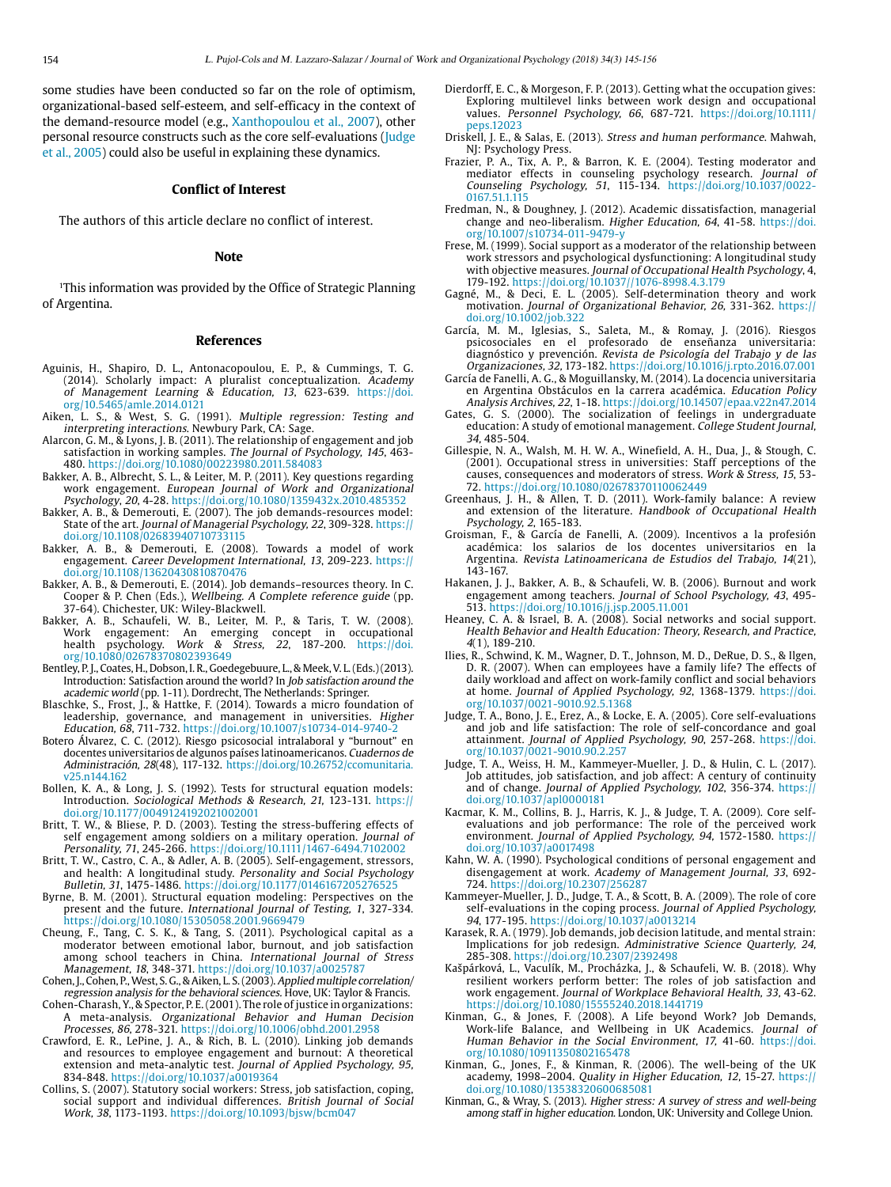some studies have been conducted so far on the role of optimism, organizational-based self-esteem, and self-efficacy in the context of the demand-resource model (e.g., Xanthopoulou et al., 2007), other personal resource constructs such as the core self-evaluations (Judge et al., 2005) could also be useful in explaining these dynamics.

## Conflict of Interest

The authors of this article declare no conflict of interest.

## Note

[1]This information was provided by the Office of Strategic Planning of Argentina.

## References

Aguinis, H., Shapiro, D. L., Antonacopoulou, E. P., & Cummings, T. G. (2014). Scholarly impact: A pluralist conceptualization. *Academy of Management Learning & Education, 13*, 623-639. https://doi.org/10.5465/amle.2014.0121

Aiken, L. S., & West, S. G. (1991). *Multiple regression: Testing and interpreting interactions*. Newbury Park, CA: Sage.

Alarcon, G. M., & Lyons, J. B. (2011). The relationship of engagement and job satisfaction in working samples. *The Journal of Psychology, 145*, 463-480. https://doi.org/10.1080/00223980.2011.584083

Bakker, A. B., Albrecht, S. L., & Leiter, M. P. (2011). Key questions regarding work engagement. *European Journal of Work and Organizational Psychology*, *20*, 4-28. https://doi.org/10.1080/1359432x.2010.485352

Bakker, A. B., & Demerouti, E. (2007). The job demands-resources model: State of the art. *Journal of Managerial Psychology, 22*, 309-328. https://doi.org/10.1108/02683940710733115

Bakker, A. B., & Demerouti, E. (2008). Towards a model of work engagement. *Career Development International, 13*, 209-223. https://doi.org/10.1108/13620430810870476

Bakker, A. B., & Demerouti, E. (2014). Job demands–resources theory. In C. Cooper & P. Chen (Eds.), *Wellbeing. A Complete reference guide* (pp. 37-64). Chichester, UK: Wiley-Blackwell.

Bakker, A. B., Schaufeli, W. B., Leiter, M. P., & Taris, T. W. (2008). Work engagement: An emerging concept in occupational health psychology. *Work & Stress, 22*, 187-200. https://doi.org/10.1080/02678370802393649

Bentley, P. J., Coates, H., Dobson, I. R., Goedegebuure, L., & Meek, V. L. (Eds.) (2013). Introduction: Satisfaction around the world? In *Job satisfaction around the academic world* (pp. 1-11). Dordrecht, The Netherlands: Springer.

Blaschke, S., Frost, J., & Hattke, F. (2014). Towards a micro foundation of leadership, governance, and management in universities. *Higher Education, 68*, 711-732. https://doi.org/10.1007/s10734-014-9740-2

Botero Álvarez, C. C. (2012). Riesgo psicosocial intralaboral y "burnout" en docentes universitarios de algunos países latinoamericanos. *Cuadernos de Administración, 28*(48), 117-132. https://doi.org/10.26752/ccomunitaria.v25.n144.162

Bollen, K. A., & Long, J. S. (1992). Tests for structural equation models: Introduction. *Sociological Methods & Research, 21*, 123-131. https://doi.org/10.1177/0049124192021002001

Britt, T. W., & Bliese, P. D. (2003). Testing the stress-buffering effects of self engagement among soldiers on a military operation. *Journal of Personality, 71*, 245-266. https://doi.org/10.1111/1467-6494.7102002

Britt, T. W., Castro, C. A., & Adler, A. B. (2005). Self-engagement, stressors, and health: A longitudinal study. *Personality and Social Psychology Bulletin, 31*, 1475-1486. https://doi.org/10.1177/0146167205276525

Byrne, B. M. (2001). Structural equation modeling: Perspectives on the present and the future. *International Journal of Testing, 1*, 327-334. https://doi.org/10.1080/15305058.2001.9669479

Cheung, F., Tang, C. S. K., & Tang, S. (2011). Psychological capital as a moderator between emotional labor, burnout, and job satisfaction among school teachers in China. *International Journal of Stress Management, 18*, 348-371. https://doi.org/10.1037/a0025787

Cohen, J., Cohen, P., West, S. G., & Aiken, L. S. (2003). *Applied multiple correlation/regression analysis for the behavioral sciences*. Hove, UK: Taylor & Francis.

Cohen-Charash, Y., & Spector, P. E. (2001). The role of justice in organizations: A meta-analysis. *Organizational Behavior and Human Decision Processes, 86*, 278-321. https://doi.org/10.1006/obhd.2001.2958

Crawford, E. R., LePine, J. A., & Rich, B. L. (2010). Linking job demands and resources to employee engagement and burnout: A theoretical extension and meta-analytic test. *Journal of Applied Psychology, 95*, 834-848. https://doi.org/10.1037/a0019364

Collins, S. (2007). Statutory social workers: Stress, job satisfaction, coping, social support and individual differences. *British Journal of Social Work, 38*, 1173-1193. https://doi.org/10.1093/bjsw/bcm047

Dierdorff, E. C., & Morgeson, F. P. (2013). Getting what the occupation gives: Exploring multilevel links between work design and occupational values. *Personnel Psychology, 66*, 687-721. https://doi.org/10.1111/peps.12023

Driskell, J. E., & Salas, E. (2013). *Stress and human performance*. Mahwah, NJ: Psychology Press.

Frazier, P. A., Tix, A. P., & Barron, K. E. (2004). Testing moderator and mediator effects in counseling psychology research. *Journal of Counseling Psychology, 51*, 115-134. https://doi.org/10.1037/0022-0167.51.1.115

Fredman, N., & Doughney, J. (2012). Academic dissatisfaction, managerial change and neo-liberalism. *Higher Education, 64*, 41-58. https://doi.org/10.1007/s10734-011-9479-y

Frese, M. (1999). Social support as a moderator of the relationship between work stressors and psychological dysfunctioning: A longitudinal study with objective measures. *Journal of Occupational Health Psychology*, 4, 179-192. https://doi.org/10.1037//1076-8998.4.3.179

Gagné, M., & Deci, E. L. (2005). Self-determination theory and work motivation. *Journal of Organizational Behavior, 26*, 331-362. https://doi.org/10.1002/job.322

García, M. M., Iglesias, S., Saleta, M., & Romay, J. (2016). Riesgos psicosociales en el profesorado de enseñanza universitaria: diagnóstico y prevención. *Revista de Psicología del Trabajo y de las Organizaciones, 32*, 173-182. https://doi.org/10.1016/j.rpto.2016.07.001

García de Fanelli, A. G., & Moguillansky, M. (2014). La docencia universitaria en Argentina Obstáculos en la carrera académica. *Education Policy Analysis Archives, 22*, 1-18. https://doi.org/10.14507/epaa.v22n47.2014

Gates, G. S. (2000). The socialization of feelings in undergraduate education: A study of emotional management. *College Student Journal, 34*, 485-504.

Gillespie, N. A., Walsh, M. H. W. A., Winefield, A. H., Dua, J., & Stough, C. (2001). Occupational stress in universities: Staff perceptions of the causes, consequences and moderators of stress. *Work & Stress, 15*, 53-72. https://doi.org/10.1080/02678370110062449

Greenhaus, J. H., & Allen, T. D. (2011). Work-family balance: A review and extension of the literature. *Handbook of Occupational Health Psychology, 2*, 165-183.

Groisman, F., & García de Fanelli, A. (2009). Incentivos a la profesión académica: los salarios de los docentes universitarios en la Argentina. *Revista Latinoamericana de Estudios del Trabajo, 14*(21), 143-167.

Hakanen, J. J., Bakker, A. B., & Schaufeli, W. B. (2006). Burnout and work engagement among teachers. *Journal of School Psychology, 43*, 495-513. https://doi.org/10.1016/j.jsp.2005.11.001

Heaney, C. A. & Israel, B. A. (2008). Social networks and social support. *Health Behavior and Health Education: Theory, Research, and Practice, 4*(1), 189-210.

Ilies, R., Schwind, K. M., Wagner, D. T., Johnson, M. D., DeRue, D. S., & Ilgen, D. R. (2007). When can employees have a family life? The effects of daily workload and affect on work-family conflict and social behaviors at home. *Journal of Applied Psychology, 92*, 1368-1379. https://doi.org/10.1037/0021-9010.92.5.1368

Judge, T. A., Bono, J. E., Erez, A., & Locke, E. A. (2005). Core self-evaluations and job and life satisfaction: The role of self-concordance and goal attainment. *Journal of Applied Psychology, 90*, 257-268. https://doi.org/10.1037/0021-9010.90.2.257

Judge, T. A., Weiss, H. M., Kammeyer-Mueller, J. D., & Hulin, C. L. (2017). Job attitudes, job satisfaction, and job affect: A century of continuity and of change. *Journal of Applied Psychology, 102*, 356-374. https://doi.org/10.1037/apl0000181

Kacmar, K. M., Collins, B. J., Harris, K. J., & Judge, T. A. (2009). Core self-evaluations and job performance: The role of the perceived work environment. *Journal of Applied Psychology, 94*, 1572-1580. https://doi.org/10.1037/a0017498

Kahn, W. A. (1990). Psychological conditions of personal engagement and disengagement at work. *Academy of Management Journal, 33*, 692-724. https://doi.org/10.2307/256287

Kammeyer-Mueller, J. D., Judge, T. A., & Scott, B. A. (2009). The role of core self-evaluations in the coping process. *Journal of Applied Psychology, 94*, 177-195. https://doi.org/10.1037/a0013214

Karasek, R. A. (1979). Job demands, job decision latitude, and mental strain: Implications for job redesign. *Administrative Science Quarterly, 24*, 285-308. https://doi.org/10.2307/2392498

Kašpárková, L., Vaculík, M., Procházka, J., & Schaufeli, W. B. (2018). Why resilient workers perform better: The roles of job satisfaction and work engagement. *Journal of Workplace Behavioral Health, 33*, 43-62. https://doi.org/10.1080/15555240.2018.1441719

Kinman, G., & Jones, F. (2008). A Life beyond Work? Job Demands, Work-life Balance, and Wellbeing in UK Academics. *Journal of Human Behavior in the Social Environment, 17*, 41-60. https://doi.org/10.1080/10911350802165478

Kinman, G., Jones, F., & Kinman, R. (2006). The well-being of the UK academy, 1998–2004. *Quality in Higher Education, 12*, 15-27. https://doi.org/10.1080/13538320600685081

Kinman, G., & Wray, S. (2013). *Higher stress: A survey of stress and well-being among staff in higher education*. London, UK: University and College Union.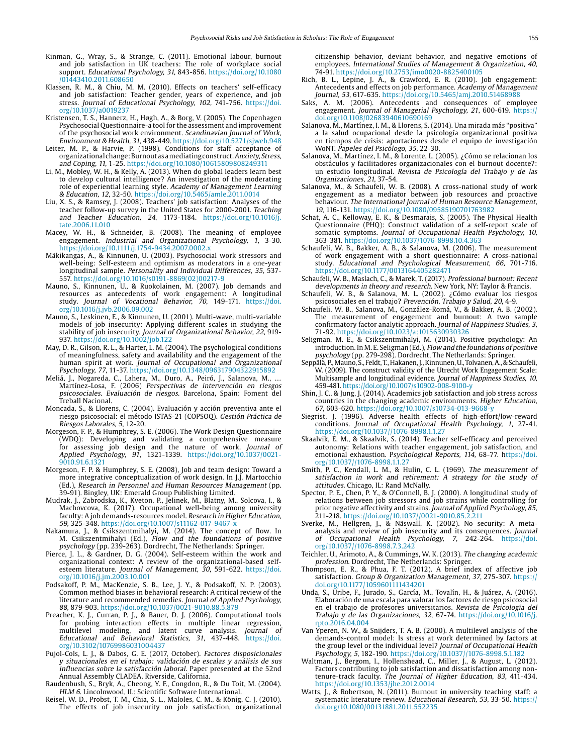Kinman, G., Wray, S., & Strange, C. (2011). Emotional labour, burnout and job satisfaction in UK teachers: The role of workplace social support. *Educational Psychology, 31*, 843-856. https://doi.org/10.1080/01443410.2011.608650

Klassen, R. M., & Chiu, M. M. (2010). Effects on teachers' self-efficacy and job satisfaction: Teacher gender, years of experience, and job stress. *Journal of Educational Psychology, 102*, 741-756. https://doi.org/10.1037/a0019237

Kristensen, T. S., Hannerz, H., Høgh, A., & Borg, V. (2005). The Copenhagen Psychosocial Questionnaire-a tool for the assessment and improvement of the psychosocial work environment. *Scandinavian Journal of Work, Environment & Health, 31*, 438-449. https://doi.org/10.5271/sjweh.948

Leiter, M. P., & Harvie, P. (1998). Conditions for staff acceptance of organizational change: Burnout as a mediating construct. *Anxiety, Stress, and Coping, 11*, 1-25. https://doi.org/10.1080/10615809808249311

Li, M., Mobley, W. H., & Kelly, A. (2013). When do global leaders learn best to develop cultural intelligence? An investigation of the moderating role of experiential learning style. *Academy of Management Learning & Education, 12*, 32-50. https://doi.org/10.5465/amle.2011.0014

Liu, X. S., & Ramsey, J. (2008). Teachers' job satisfaction: Analyses of the teacher follow-up survey in the United States for 2000-2001. *Teaching and Teacher Education, 24*, 1173-1184. https://doi.org/10.1016/j.tate.2006.11.010

Macey, W. H., & Schneider, B. (2008). The meaning of employee engagement. *Industrial and Organizational Psychology, 1*, 3-30. https://doi.org/10.1111/j.1754-9434.2007.0002.x

Mäkikangas, A., & Kinnunen, U. (2003). Psychosocial work stressors and well-being: Self-esteem and optimism as moderators in a one-year longitudinal sample. *Personality and Individual Differences, 35*, 537-557. https://doi.org/10.1016/s0191-8869(02)00217-9

Mauno, S., Kinnunen, U., & Ruokolainen, M. (2007). Job demands and resources as antecedents of work engagement: A longitudinal study. *Journal of Vocational Behavior, 70*, 149-171. https://doi.org/10.1016/j.jvb.2006.09.002

Mauno, S., Leskinen, E., & Kinnunen, U. (2001). Multi-wave, multi-variable models of job insecurity: Applying different scales in studying the stability of job insecurity. *Journal of Organizational Behavior, 22*, 919-937. https://doi.org/10.1002/job.122

May, D. R., Gilson, R. L., & Harter, L. M. (2004). The psychological conditions of meaningfulness, safety and availability and the engagement of the human spirit at work. *Journal of Occupational and Organizational Psychology, 77*, 11-37. https://doi.org/10.1348/096317904322915892

Meliá, J., Nogareda, C., Lahera, M., Duro, A., Peiró, J., Salanova, M., … Martínez-Losa, F. (2006) *Perspectivas de intervención en riesgos psicosociales. Evaluación de riesgos*. Barcelona, Spain: Foment del Treball Nacional.

Moncada, S., & Llorens, C. (2004). Evaluación y acción preventiva ante el riesgo psicosocial: el método ISTAS-21 (COPSOQ). *Gestión Práctica de Riesgos Laborales, 5*, 12-20.

Morgeson, F. P., & Humphrey, S. E. (2006). The Work Design Questionnaire (WDQ): Developing and validating a comprehensive measure for assessing job design and the nature of work. *Journal of Applied Psychology, 91*, 1321-1339. https://doi.org/10.1037/0021-9010.91.6.1321

Morgeson, F. P. & Humphrey, S. E. (2008), Job and team design: Toward a more integrative conceptualization of work design. In J.J. Martocchio (Ed.), *Research in Personnel and Human Resources Management* (pp. 39-91). Bingley, UK: Emerald Group Publishing Limited.

Mudrak, J., Zabrodska, K., Kveton, P., Jelinek, M., Blatny, M., Solcova, I., & Machovcova, K. (2017). Occupational well-being among university faculty: A job demands-resources model. *Research in Higher Education, 59*, 325-348. https://doi.org/10.1007/s11162-017-9467-x

Nakamura, J., & Csikszentmihalyi, M. (2014). The concept of flow. In M. Csikszentmihalyi (Ed.), *Flow and the foundations of positive psychology* (pp. 239-263). Dordrecht, The Netherlands: Springer.

Pierce, J. L., & Gardner, D. G. (2004). Self-esteem within the work and organizational context: A review of the organizational-based self-esteem literature. *Journal of Management, 30*, 591-622. https://doi.org/10.1016/j.jm.2003.10.001

Podsakoff, P. M., MacKenzie, S. B., Lee, J. Y., & Podsakoff, N. P. (2003). Common method biases in behavioral research: A critical review of the literature and recommended remedies. *Journal of Applied Psychology, 88*, 879-903. https://doi.org/10.1037/0021-9010.88.5.879

Preacher, K. J., Curran, P. J., & Bauer, D. J. (2006). Computational tools for probing interaction effects in multiple linear regression, multilevel modeling, and latent curve analysis. *Journal of Educational and Behavioral Statistics, 31*, 437-448. https://doi.org/10.3102/10769986031004437

Pujol-Cols, L. J., & Dabos, G. E. (2017, October). *Factores disposicionales y situacionales en el trabajo: validación de escalas y análisis de sus influencias sobre la satisfacción laboral.* Paper presented at the 52nd Annual Assembly CLADEA. Riverside, California.

Raudenbush, S., Bryk, A., Cheong, Y. F., Congdon, R., & Du Toit, M. (2004). *HLM 6*. Lincolnwood, IL: Scientific Software International.

Reisel, W. D., Probst, T. M., Chia, S. L., Maloles, C. M., & König, C. J. (2010). The effects of job insecurity on job satisfaction, organizational citizenship behavior, deviant behavior, and negative emotions of employees. *International Studies of Management & Organization, 40*, 74-91. https://doi.org/10.2753/imo0020-8825400105

Rich, B. L., Lepine, J. A., & Crawford, E. R. (2010). Job engagement: Antecedents and effects on job performance. *Academy of Management Journal, 53*, 617-635. https://doi.org/10.5465/amj.2010.51468988

Saks, A. M. (2006). Antecedents and consequences of employee engagement. *Journal of Managerial Psychology, 21*, 600-619. https://doi.org/10.1108/02683940610690169

Salanova, M., Martínez, I. M., & Llorens, S. (2014). Una mirada más "positiva" a la salud ocupacional desde la psicología organizacional positiva en tiempos de crisis: aportaciones desde el equipo de investigación WoNT. *Papeles del Psicólogo, 35*, 22-30.

Salanova, M., Martínez, I. M., & Lorente, L. (2005). ¿Cómo se relacionan los obstáculos y facilitadores organizacionales con el burnout docente?: un estudio longitudinal. *Revista de Psicología del Trabajo y de las Organizaciones, 21*, 37-54.

Salanova, M., & Schaufeli, W. B. (2008). A cross-national study of work engagement as a mediator between job resources and proactive behaviour. *The International Journal of Human Resource Management, 19*, 116-131. https://doi.org/10.1080/09585190701763982

Schat, A. C., Kelloway, E. K., & Desmarais, S. (2005). The Physical Health Questionnaire (PHQ): Construct validation of a self-report scale of somatic symptoms. *Journal of Occupational Health Psychology, 10*, 363-381. https://doi.org/10.1037/1076-8998.10.4.363

Schaufeli, W. B., Bakker, A. B., & Salanova, M. (2006). The measurement of work engagement with a short questionnaire: A cross-national study. *Educational and Psychological Measurement, 66*, 701-716. https://doi.org/10.1177/0013164405282471

Schaufeli, W. B., Maslach, C., & Marek, T. (2017). *Professional burnout: Recent developments in theory and research.* New York, NY: Taylor & Francis.

Schaufeli, W. B., & Salanova, M. L. (2002). ¿Cómo evaluar los riesgos psicosociales en el trabajo? *Prevención, Trabajo y Salud, 20*, 4-9.

Schaufeli, W. B., Salanova, M., González-Romá, V., & Bakker, A. B. (2002). The measurement of engagement and burnout: A two sample confirmatory factor analytic approach. *Journal of Happiness Studies, 3*, 71-92. https://doi.org/10.1023/a:1015630930326

Seligman, M. E., & Csikszentmihalyi, M. (2014). Positive psychology: An introduction. In M. E. Seligman (Ed.), *Flow and the foundations of positive psychology* (pp. 279-298). Dordrecht, The Netherlands: Springer.

Seppälä, P., Mauno, S., Feldt, T., Hakanen, J., Kinnunen, U., Tolvanen, A., & Schaufeli, W. (2009). The construct validity of the Utrecht Work Engagement Scale: Multisample and longitudinal evidence. *Journal of Happiness Studies, 10*, 459-481. https://doi.org/10.1007/s10902-008-9100-y

Shin, J. C., & Jung, J. (2014). Academics job satisfaction and job stress across countries in the changing academic environments. *Higher Education, 67*, 603-620. https://doi.org/10.1007/s10734-013-9668-y

Siegrist, J. (1996). Adverse health effects of high-effort/low-reward conditions. *Journal of Occupational Health Psychology, 1*, 27-41. https://doi.org/10.1037//1076-8998.1.1.27

Skaalvik, E. M., & Skaalvik, S. (2014). Teacher self-efficacy and perceived autonomy: Relations with teacher engagement, job satisfaction, and emotional exhaustion. *Psychological Reports, 114*, 68-77. https://doi.org/10.1037//1076-8998.1.1.27

Smith, P. C., Kendall, L. M., & Hulin, C. L. (1969). *The measurement of satisfaction in work and retirement: A strategy for the study of attitudes.* Chicago, IL: Rand McNally.

Spector, P. E., Chen, P. Y., & O'Connell, B. J. (2000). A longitudinal study of relations between job stressors and job strains while controlling for prior negative affectivity and strains. *Journal of Applied Psychology, 85*, 211-218. https://doi.org/10.1037//0021-9010.85.2.211

Sverke, M., Hellgren, J., & Näswall, K. (2002). No security: A meta-analysis and review of job insecurity and its consequences. *Journal of Occupational Health Psychology, 7*, 242-264. https://doi.org/10.1037//1076-8998.7.3.242

Teichler, U., Arimoto, A., & Cummings, W. K. (2013). *The changing academic profession.* Dordrecht, The Netherlands: Springer.

Thompson, E. R., & Phua, F. T. (2012). A brief index of affective job satisfaction. *Group & Organization Management, 37*, 275-307. https://doi.org/10.1177/1059601111434201

Unda, S., Uribe, F., Jurado, S., García, M., Tovalín, H., & Juárez, A. (2016). Elaboración de una escala para valorar los factores de riesgo psicosocial en el trabajo de profesores universitarios. *Revista de Psicología del Trabajo y de las Organizaciones, 32*, 67-74. https://doi.org/10.1016/j.rpto.2016.04.004

Van Yperen, N. W., & Snijders, T. A. B. (2000). A multilevel analysis of the demands-control model: Is stress at work determined by factors at the group level or the individual level? *Journal of Occupational Health Psychology, 5*, 182-190. https://doi.org/10.1037//1076-8998.5.1.182

Waltman, J., Bergom, I., Hollenshead, C., Miller, J., & August, L. (2012). Factors contributing to job satisfaction and dissatisfaction among non-tenure-track faculty. *The Journal of Higher Education, 83*, 411-434. https://doi.org/10.1353/jhe.2012.0014

Watts, J., & Robertson, N. (2011). Burnout in university teaching staff: a systematic literature review. *Educational Research, 53*, 33-50. https://doi.org/10.1080/00131881.2011.552235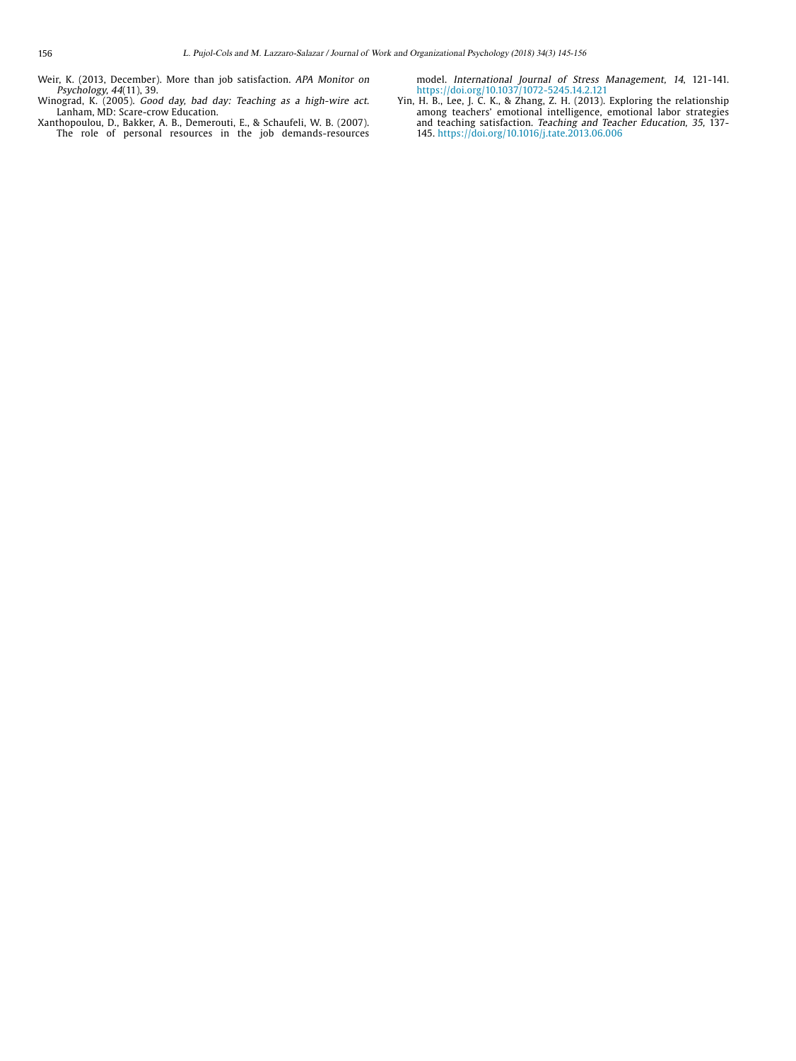Weir, K. (2013, December). More than job satisfaction. *APA Monitor on Psychology, 44*(11), 39.

Winograd, K. (2005). *Good day, bad day: Teaching as a high-wire act*. Lanham, MD: Scare-crow Education.

Xanthopoulou, D., Bakker, A. B., Demerouti, E., & Schaufeli, W. B. (2007). The role of personal resources in the job demands-resources model. *International Journal of Stress Management, 14*, 121-141. https://doi.org/10.1037/1072-5245.14.2.121

Yin, H. B., Lee, J. C. K., & Zhang, Z. H. (2013). Exploring the relationship among teachers' emotional intelligence, emotional labor strategies and teaching satisfaction. *Teaching and Teacher Education, 35*, 137-145. https://doi.org/10.1016/j.tate.2013.06.006